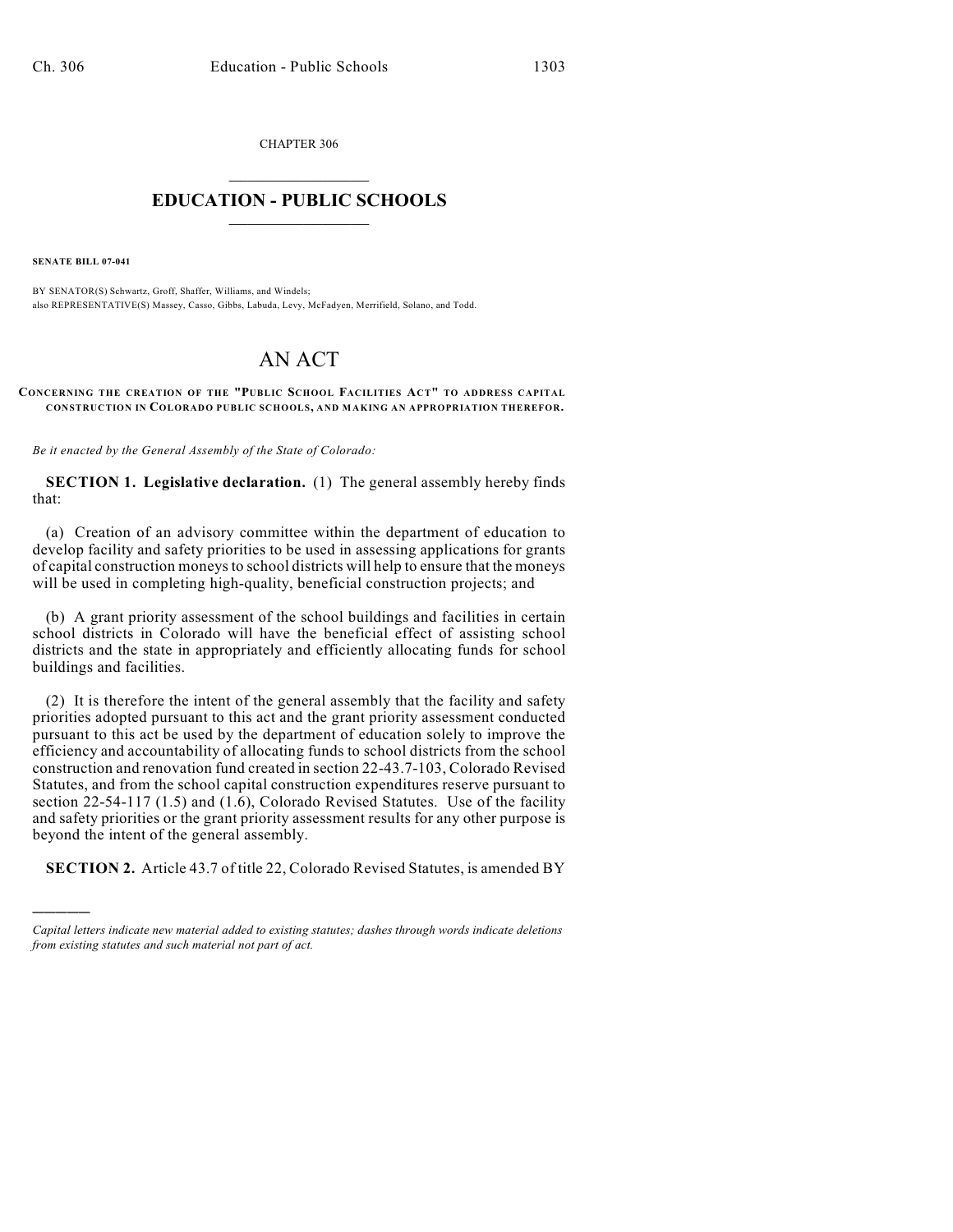CHAPTER 306

# EDUCATION - PUBLIC SCHOOLS

**SENATE BILL 07-041**

BY SENATOR(S) Schwartz, Groff, Shaffer, Williams, and Windels;
also REPRESENTATIVE(S) Massey, Casso, Gibbs, Labuda, Levy, McFadyen, Merrifield, Solano, and Todd.

# AN ACT

**CONCERNING THE CREATION OF THE "PUBLIC SCHOOL FACILITIES ACT" TO ADDRESS CAPITAL CONSTRUCTION IN COLORADO PUBLIC SCHOOLS, AND MAKING AN APPROPRIATION THEREFOR.**

*Be it enacted by the General Assembly of the State of Colorado:*

**SECTION 1. Legislative declaration.** (1) The general assembly hereby finds that:

(a) Creation of an advisory committee within the department of education to develop facility and safety priorities to be used in assessing applications for grants of capital construction moneys to school districts will help to ensure that the moneys will be used in completing high-quality, beneficial construction projects; and

(b) A grant priority assessment of the school buildings and facilities in certain school districts in Colorado will have the beneficial effect of assisting school districts and the state in appropriately and efficiently allocating funds for school buildings and facilities.

(2) It is therefore the intent of the general assembly that the facility and safety priorities adopted pursuant to this act and the grant priority assessment conducted pursuant to this act be used by the department of education solely to improve the efficiency and accountability of allocating funds to school districts from the school construction and renovation fund created in section 22-43.7-103, Colorado Revised Statutes, and from the school capital construction expenditures reserve pursuant to section 22-54-117 (1.5) and (1.6), Colorado Revised Statutes. Use of the facility and safety priorities or the grant priority assessment results for any other purpose is beyond the intent of the general assembly.

**SECTION 2.** Article 43.7 of title 22, Colorado Revised Statutes, is amended BY

---

*Capital letters indicate new material added to existing statutes; dashes through words indicate deletions from existing statutes and such material not part of act.*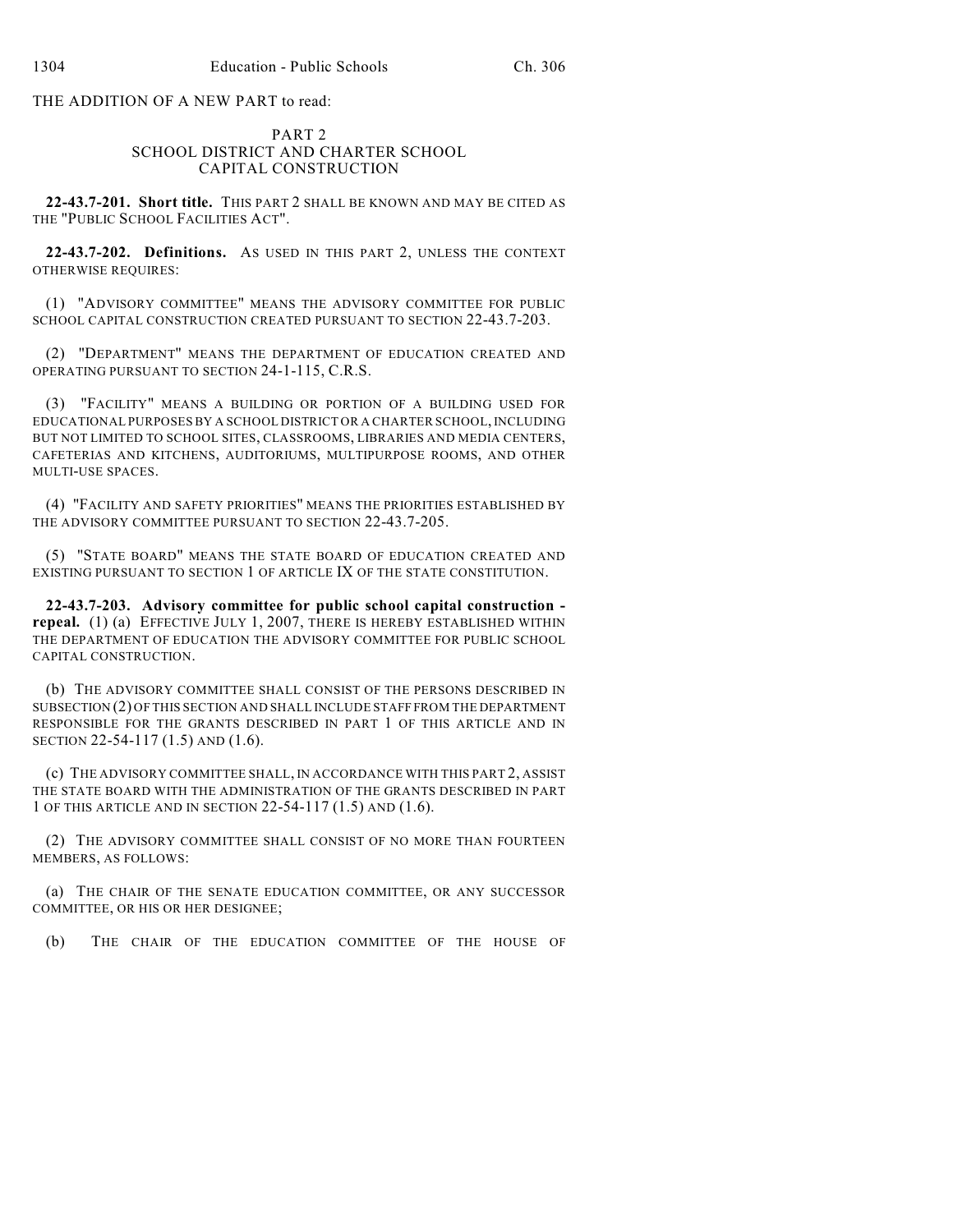THE ADDITION OF A NEW PART to read:

PART 2
SCHOOL DISTRICT AND CHARTER SCHOOL
CAPITAL CONSTRUCTION

**22-43.7-201. Short title.** THIS PART 2 SHALL BE KNOWN AND MAY BE CITED AS THE "PUBLIC SCHOOL FACILITIES ACT".

**22-43.7-202. Definitions.** AS USED IN THIS PART 2, UNLESS THE CONTEXT OTHERWISE REQUIRES:

(1) "ADVISORY COMMITTEE" MEANS THE ADVISORY COMMITTEE FOR PUBLIC SCHOOL CAPITAL CONSTRUCTION CREATED PURSUANT TO SECTION 22-43.7-203.

(2) "DEPARTMENT" MEANS THE DEPARTMENT OF EDUCATION CREATED AND OPERATING PURSUANT TO SECTION 24-1-115, C.R.S.

(3) "FACILITY" MEANS A BUILDING OR PORTION OF A BUILDING USED FOR EDUCATIONAL PURPOSES BY A SCHOOL DISTRICT OR A CHARTER SCHOOL, INCLUDING BUT NOT LIMITED TO SCHOOL SITES, CLASSROOMS, LIBRARIES AND MEDIA CENTERS, CAFETERIAS AND KITCHENS, AUDITORIUMS, MULTIPURPOSE ROOMS, AND OTHER MULTI-USE SPACES.

(4) "FACILITY AND SAFETY PRIORITIES" MEANS THE PRIORITIES ESTABLISHED BY THE ADVISORY COMMITTEE PURSUANT TO SECTION 22-43.7-205.

(5) "STATE BOARD" MEANS THE STATE BOARD OF EDUCATION CREATED AND EXISTING PURSUANT TO SECTION 1 OF ARTICLE IX OF THE STATE CONSTITUTION.

**22-43.7-203. Advisory committee for public school capital construction - repeal.** (1) (a) EFFECTIVE JULY 1, 2007, THERE IS HEREBY ESTABLISHED WITHIN THE DEPARTMENT OF EDUCATION THE ADVISORY COMMITTEE FOR PUBLIC SCHOOL CAPITAL CONSTRUCTION.

(b) THE ADVISORY COMMITTEE SHALL CONSIST OF THE PERSONS DESCRIBED IN SUBSECTION (2) OF THIS SECTION AND SHALL INCLUDE STAFF FROM THE DEPARTMENT RESPONSIBLE FOR THE GRANTS DESCRIBED IN PART 1 OF THIS ARTICLE AND IN SECTION 22-54-117 (1.5) AND (1.6).

(c) THE ADVISORY COMMITTEE SHALL, IN ACCORDANCE WITH THIS PART 2, ASSIST THE STATE BOARD WITH THE ADMINISTRATION OF THE GRANTS DESCRIBED IN PART 1 OF THIS ARTICLE AND IN SECTION 22-54-117 (1.5) AND (1.6).

(2) THE ADVISORY COMMITTEE SHALL CONSIST OF NO MORE THAN FOURTEEN MEMBERS, AS FOLLOWS:

(a) THE CHAIR OF THE SENATE EDUCATION COMMITTEE, OR ANY SUCCESSOR COMMITTEE, OR HIS OR HER DESIGNEE;

(b) THE CHAIR OF THE EDUCATION COMMITTEE OF THE HOUSE OF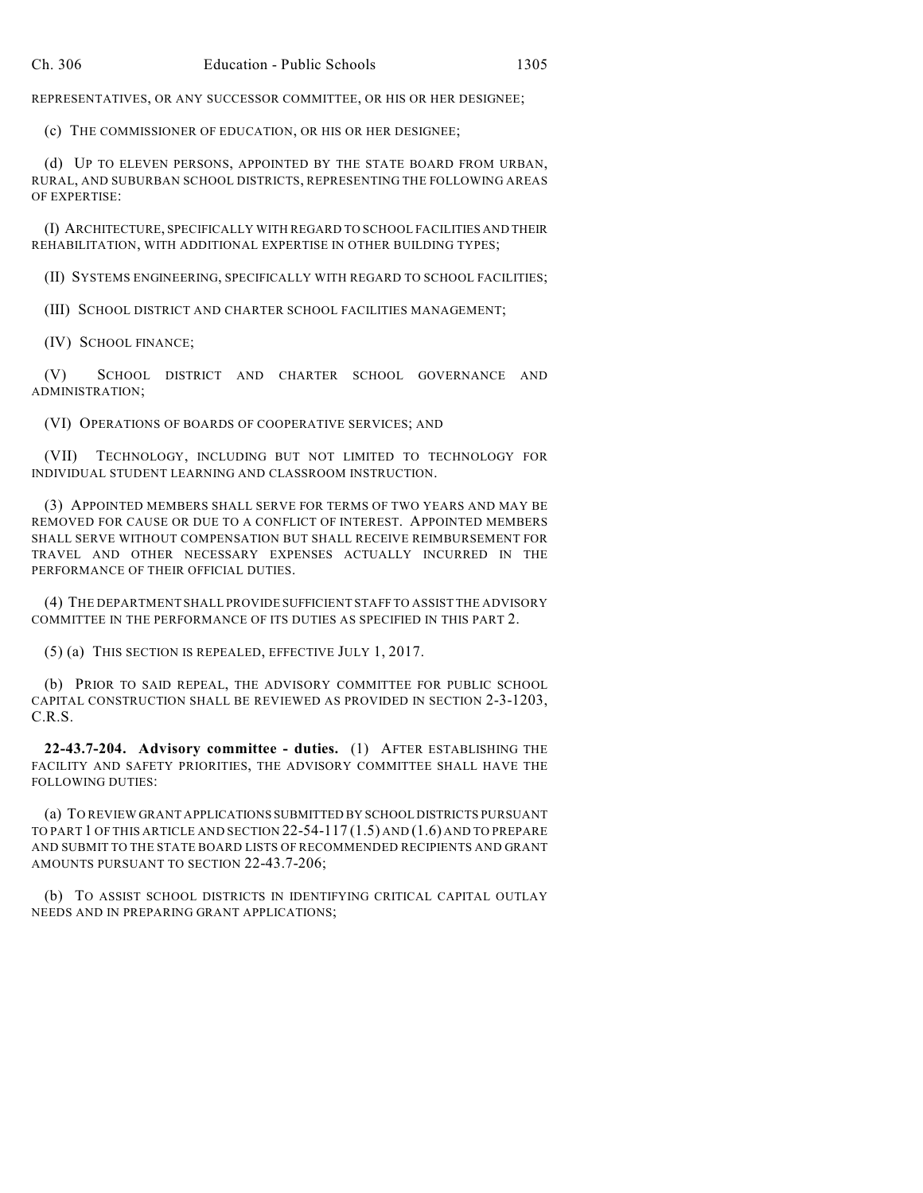REPRESENTATIVES, OR ANY SUCCESSOR COMMITTEE, OR HIS OR HER DESIGNEE;

(c) THE COMMISSIONER OF EDUCATION, OR HIS OR HER DESIGNEE;

(d) UP TO ELEVEN PERSONS, APPOINTED BY THE STATE BOARD FROM URBAN, RURAL, AND SUBURBAN SCHOOL DISTRICTS, REPRESENTING THE FOLLOWING AREAS OF EXPERTISE:

(I) ARCHITECTURE, SPECIFICALLY WITH REGARD TO SCHOOL FACILITIES AND THEIR REHABILITATION, WITH ADDITIONAL EXPERTISE IN OTHER BUILDING TYPES;

(II) SYSTEMS ENGINEERING, SPECIFICALLY WITH REGARD TO SCHOOL FACILITIES;

(III) SCHOOL DISTRICT AND CHARTER SCHOOL FACILITIES MANAGEMENT;

(IV) SCHOOL FINANCE;

(V) SCHOOL DISTRICT AND CHARTER SCHOOL GOVERNANCE AND ADMINISTRATION;

(VI) OPERATIONS OF BOARDS OF COOPERATIVE SERVICES; AND

(VII) TECHNOLOGY, INCLUDING BUT NOT LIMITED TO TECHNOLOGY FOR INDIVIDUAL STUDENT LEARNING AND CLASSROOM INSTRUCTION.

(3) APPOINTED MEMBERS SHALL SERVE FOR TERMS OF TWO YEARS AND MAY BE REMOVED FOR CAUSE OR DUE TO A CONFLICT OF INTEREST. APPOINTED MEMBERS SHALL SERVE WITHOUT COMPENSATION BUT SHALL RECEIVE REIMBURSEMENT FOR TRAVEL AND OTHER NECESSARY EXPENSES ACTUALLY INCURRED IN THE PERFORMANCE OF THEIR OFFICIAL DUTIES.

(4) THE DEPARTMENT SHALL PROVIDE SUFFICIENT STAFF TO ASSIST THE ADVISORY COMMITTEE IN THE PERFORMANCE OF ITS DUTIES AS SPECIFIED IN THIS PART 2.

(5) (a) THIS SECTION IS REPEALED, EFFECTIVE JULY 1, 2017.

(b) PRIOR TO SAID REPEAL, THE ADVISORY COMMITTEE FOR PUBLIC SCHOOL CAPITAL CONSTRUCTION SHALL BE REVIEWED AS PROVIDED IN SECTION 2-3-1203, C.R.S.

**22-43.7-204. Advisory committee - duties.** (1) AFTER ESTABLISHING THE FACILITY AND SAFETY PRIORITIES, THE ADVISORY COMMITTEE SHALL HAVE THE FOLLOWING DUTIES:

(a) TO REVIEW GRANT APPLICATIONS SUBMITTED BY SCHOOL DISTRICTS PURSUANT TO PART 1 OF THIS ARTICLE AND SECTION 22-54-117 (1.5) AND (1.6) AND TO PREPARE AND SUBMIT TO THE STATE BOARD LISTS OF RECOMMENDED RECIPIENTS AND GRANT AMOUNTS PURSUANT TO SECTION 22-43.7-206;

(b) TO ASSIST SCHOOL DISTRICTS IN IDENTIFYING CRITICAL CAPITAL OUTLAY NEEDS AND IN PREPARING GRANT APPLICATIONS;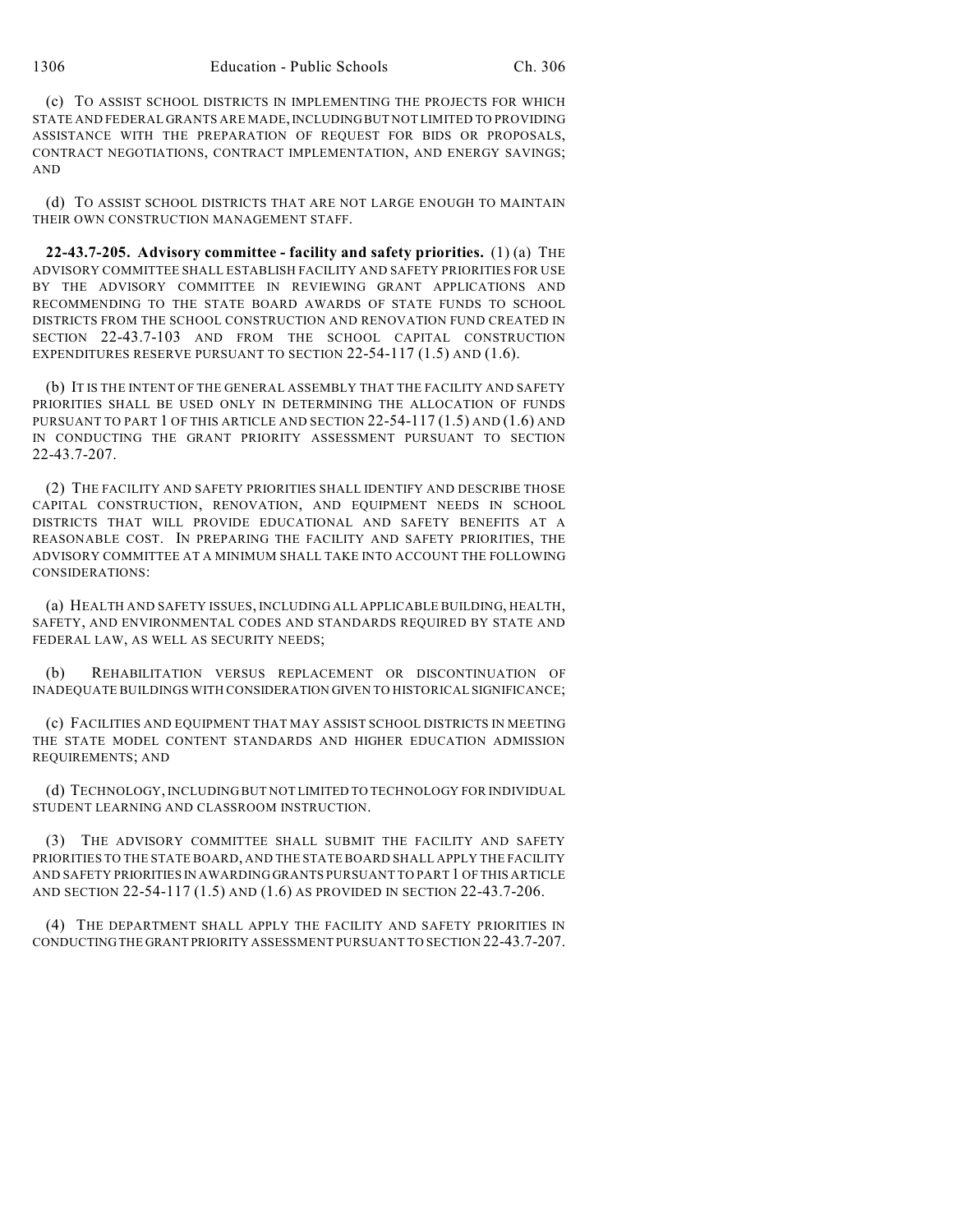(c) TO ASSIST SCHOOL DISTRICTS IN IMPLEMENTING THE PROJECTS FOR WHICH STATE AND FEDERAL GRANTS ARE MADE, INCLUDING BUT NOT LIMITED TO PROVIDING ASSISTANCE WITH THE PREPARATION OF REQUEST FOR BIDS OR PROPOSALS, CONTRACT NEGOTIATIONS, CONTRACT IMPLEMENTATION, AND ENERGY SAVINGS; AND

(d) TO ASSIST SCHOOL DISTRICTS THAT ARE NOT LARGE ENOUGH TO MAINTAIN THEIR OWN CONSTRUCTION MANAGEMENT STAFF.

**22-43.7-205. Advisory committee - facility and safety priorities.** (1) (a) THE ADVISORY COMMITTEE SHALL ESTABLISH FACILITY AND SAFETY PRIORITIES FOR USE BY THE ADVISORY COMMITTEE IN REVIEWING GRANT APPLICATIONS AND RECOMMENDING TO THE STATE BOARD AWARDS OF STATE FUNDS TO SCHOOL DISTRICTS FROM THE SCHOOL CONSTRUCTION AND RENOVATION FUND CREATED IN SECTION 22-43.7-103 AND FROM THE SCHOOL CAPITAL CONSTRUCTION EXPENDITURES RESERVE PURSUANT TO SECTION 22-54-117 (1.5) AND (1.6).

(b) IT IS THE INTENT OF THE GENERAL ASSEMBLY THAT THE FACILITY AND SAFETY PRIORITIES SHALL BE USED ONLY IN DETERMINING THE ALLOCATION OF FUNDS PURSUANT TO PART 1 OF THIS ARTICLE AND SECTION 22-54-117 (1.5) AND (1.6) AND IN CONDUCTING THE GRANT PRIORITY ASSESSMENT PURSUANT TO SECTION 22-43.7-207.

(2) THE FACILITY AND SAFETY PRIORITIES SHALL IDENTIFY AND DESCRIBE THOSE CAPITAL CONSTRUCTION, RENOVATION, AND EQUIPMENT NEEDS IN SCHOOL DISTRICTS THAT WILL PROVIDE EDUCATIONAL AND SAFETY BENEFITS AT A REASONABLE COST. IN PREPARING THE FACILITY AND SAFETY PRIORITIES, THE ADVISORY COMMITTEE AT A MINIMUM SHALL TAKE INTO ACCOUNT THE FOLLOWING CONSIDERATIONS:

(a) HEALTH AND SAFETY ISSUES, INCLUDING ALL APPLICABLE BUILDING, HEALTH, SAFETY, AND ENVIRONMENTAL CODES AND STANDARDS REQUIRED BY STATE AND FEDERAL LAW, AS WELL AS SECURITY NEEDS;

(b) REHABILITATION VERSUS REPLACEMENT OR DISCONTINUATION OF INADEQUATE BUILDINGS WITH CONSIDERATION GIVEN TO HISTORICAL SIGNIFICANCE;

(c) FACILITIES AND EQUIPMENT THAT MAY ASSIST SCHOOL DISTRICTS IN MEETING THE STATE MODEL CONTENT STANDARDS AND HIGHER EDUCATION ADMISSION REQUIREMENTS; AND

(d) TECHNOLOGY, INCLUDING BUT NOT LIMITED TO TECHNOLOGY FOR INDIVIDUAL STUDENT LEARNING AND CLASSROOM INSTRUCTION.

(3) THE ADVISORY COMMITTEE SHALL SUBMIT THE FACILITY AND SAFETY PRIORITIES TO THE STATE BOARD, AND THE STATE BOARD SHALL APPLY THE FACILITY AND SAFETY PRIORITIES IN AWARDING GRANTS PURSUANT TO PART 1 OF THIS ARTICLE AND SECTION 22-54-117 (1.5) AND (1.6) AS PROVIDED IN SECTION 22-43.7-206.

(4) THE DEPARTMENT SHALL APPLY THE FACILITY AND SAFETY PRIORITIES IN CONDUCTING THE GRANT PRIORITY ASSESSMENT PURSUANT TO SECTION 22-43.7-207.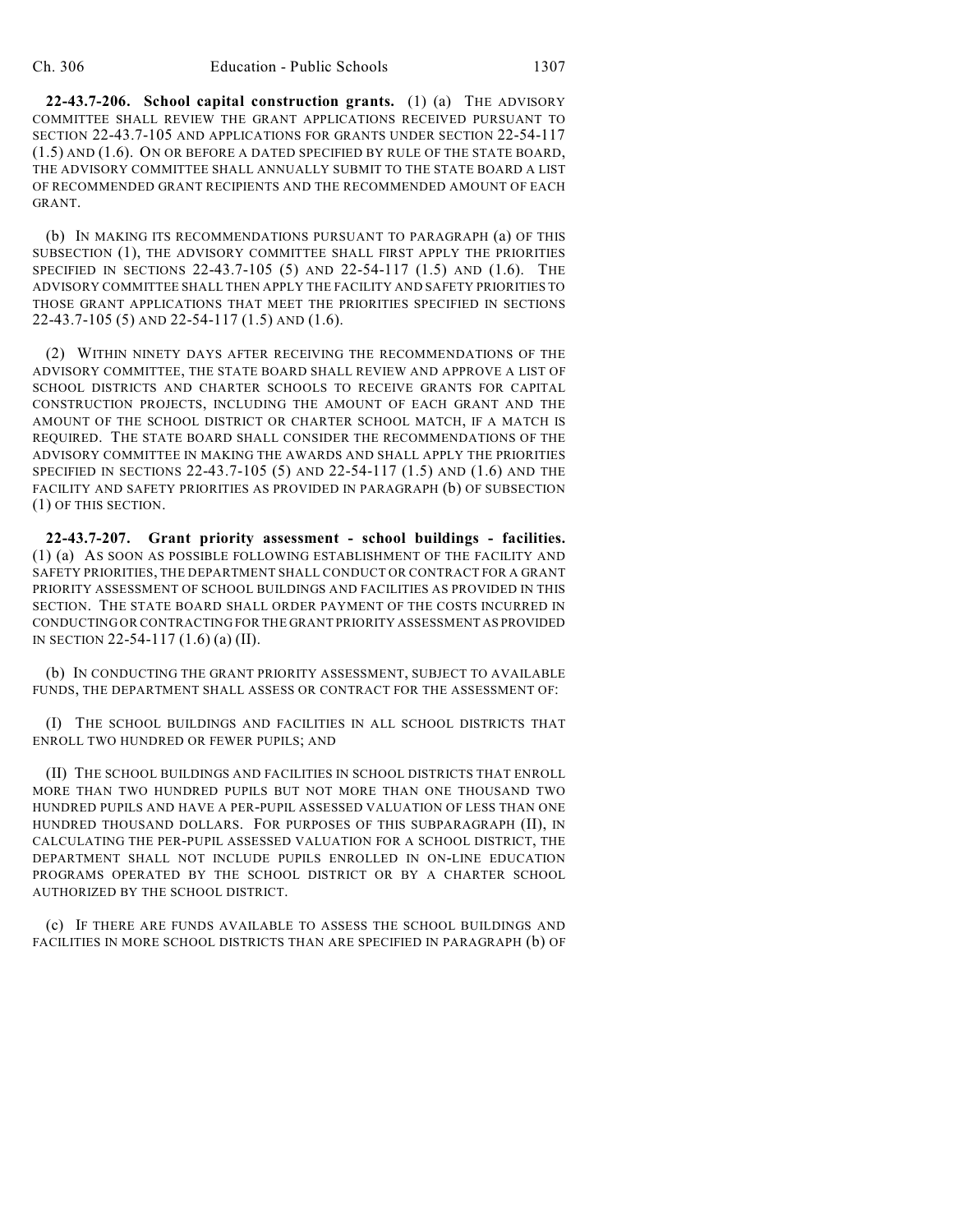**22-43.7-206. School capital construction grants.** (1) (a) THE ADVISORY COMMITTEE SHALL REVIEW THE GRANT APPLICATIONS RECEIVED PURSUANT TO SECTION 22-43.7-105 AND APPLICATIONS FOR GRANTS UNDER SECTION 22-54-117 (1.5) AND (1.6). ON OR BEFORE A DATED SPECIFIED BY RULE OF THE STATE BOARD, THE ADVISORY COMMITTEE SHALL ANNUALLY SUBMIT TO THE STATE BOARD A LIST OF RECOMMENDED GRANT RECIPIENTS AND THE RECOMMENDED AMOUNT OF EACH GRANT.

(b) IN MAKING ITS RECOMMENDATIONS PURSUANT TO PARAGRAPH (a) OF THIS SUBSECTION (1), THE ADVISORY COMMITTEE SHALL FIRST APPLY THE PRIORITIES SPECIFIED IN SECTIONS 22-43.7-105 (5) AND 22-54-117 (1.5) AND (1.6). THE ADVISORY COMMITTEE SHALL THEN APPLY THE FACILITY AND SAFETY PRIORITIES TO THOSE GRANT APPLICATIONS THAT MEET THE PRIORITIES SPECIFIED IN SECTIONS 22-43.7-105 (5) AND 22-54-117 (1.5) AND (1.6).

(2) WITHIN NINETY DAYS AFTER RECEIVING THE RECOMMENDATIONS OF THE ADVISORY COMMITTEE, THE STATE BOARD SHALL REVIEW AND APPROVE A LIST OF SCHOOL DISTRICTS AND CHARTER SCHOOLS TO RECEIVE GRANTS FOR CAPITAL CONSTRUCTION PROJECTS, INCLUDING THE AMOUNT OF EACH GRANT AND THE AMOUNT OF THE SCHOOL DISTRICT OR CHARTER SCHOOL MATCH, IF A MATCH IS REQUIRED. THE STATE BOARD SHALL CONSIDER THE RECOMMENDATIONS OF THE ADVISORY COMMITTEE IN MAKING THE AWARDS AND SHALL APPLY THE PRIORITIES SPECIFIED IN SECTIONS 22-43.7-105 (5) AND 22-54-117 (1.5) AND (1.6) AND THE FACILITY AND SAFETY PRIORITIES AS PROVIDED IN PARAGRAPH (b) OF SUBSECTION (1) OF THIS SECTION.

**22-43.7-207. Grant priority assessment - school buildings - facilities.** (1) (a) AS SOON AS POSSIBLE FOLLOWING ESTABLISHMENT OF THE FACILITY AND SAFETY PRIORITIES, THE DEPARTMENT SHALL CONDUCT OR CONTRACT FOR A GRANT PRIORITY ASSESSMENT OF SCHOOL BUILDINGS AND FACILITIES AS PROVIDED IN THIS SECTION. THE STATE BOARD SHALL ORDER PAYMENT OF THE COSTS INCURRED IN CONDUCTING OR CONTRACTING FOR THE GRANT PRIORITY ASSESSMENT AS PROVIDED IN SECTION 22-54-117 (1.6) (a) (II).

(b) IN CONDUCTING THE GRANT PRIORITY ASSESSMENT, SUBJECT TO AVAILABLE FUNDS, THE DEPARTMENT SHALL ASSESS OR CONTRACT FOR THE ASSESSMENT OF:

(I) THE SCHOOL BUILDINGS AND FACILITIES IN ALL SCHOOL DISTRICTS THAT ENROLL TWO HUNDRED OR FEWER PUPILS; AND

(II) THE SCHOOL BUILDINGS AND FACILITIES IN SCHOOL DISTRICTS THAT ENROLL MORE THAN TWO HUNDRED PUPILS BUT NOT MORE THAN ONE THOUSAND TWO HUNDRED PUPILS AND HAVE A PER-PUPIL ASSESSED VALUATION OF LESS THAN ONE HUNDRED THOUSAND DOLLARS. FOR PURPOSES OF THIS SUBPARAGRAPH (II), IN CALCULATING THE PER-PUPIL ASSESSED VALUATION FOR A SCHOOL DISTRICT, THE DEPARTMENT SHALL NOT INCLUDE PUPILS ENROLLED IN ON-LINE EDUCATION PROGRAMS OPERATED BY THE SCHOOL DISTRICT OR BY A CHARTER SCHOOL AUTHORIZED BY THE SCHOOL DISTRICT.

(c) IF THERE ARE FUNDS AVAILABLE TO ASSESS THE SCHOOL BUILDINGS AND FACILITIES IN MORE SCHOOL DISTRICTS THAN ARE SPECIFIED IN PARAGRAPH (b) OF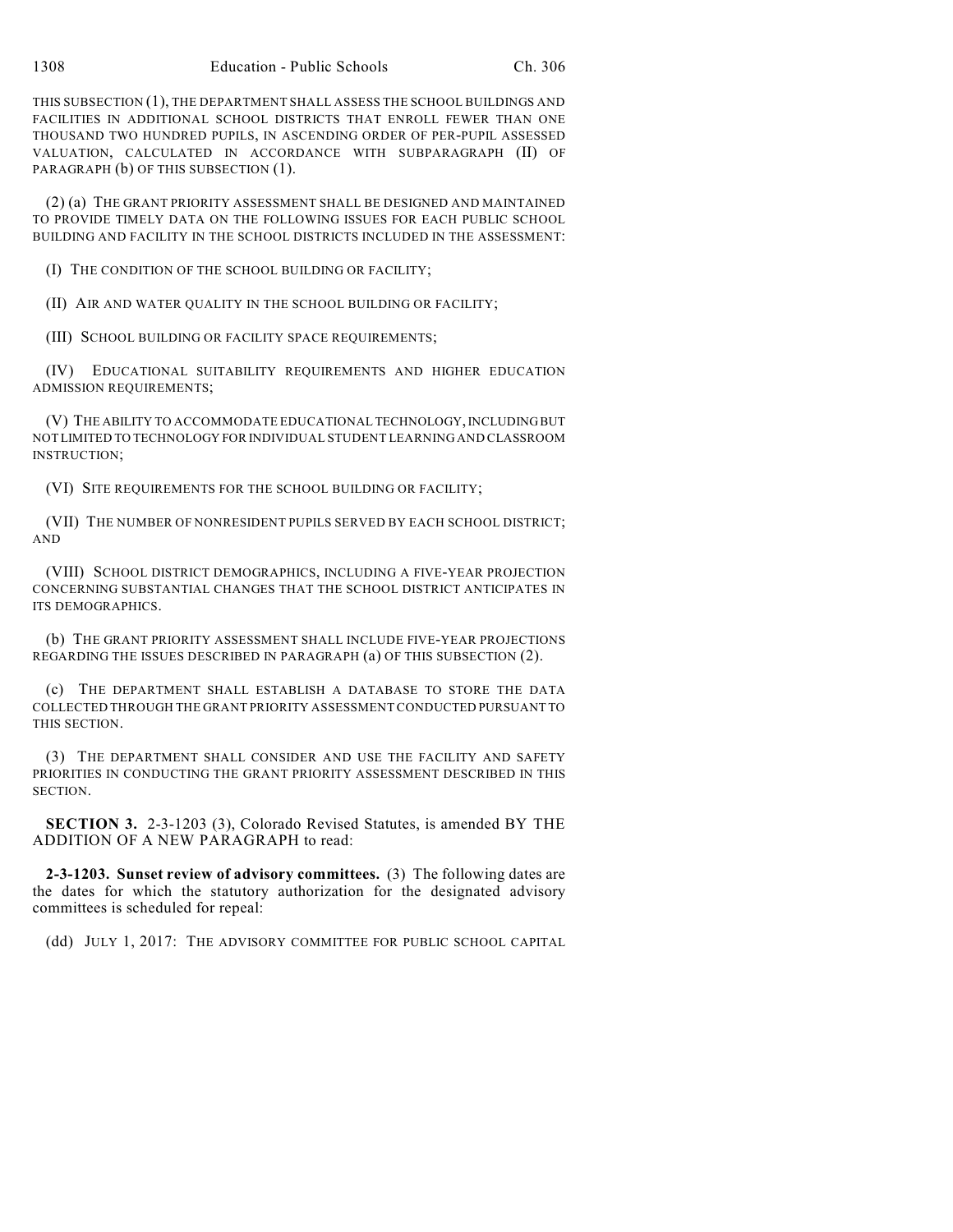THIS SUBSECTION (1), THE DEPARTMENT SHALL ASSESS THE SCHOOL BUILDINGS AND FACILITIES IN ADDITIONAL SCHOOL DISTRICTS THAT ENROLL FEWER THAN ONE THOUSAND TWO HUNDRED PUPILS, IN ASCENDING ORDER OF PER-PUPIL ASSESSED VALUATION, CALCULATED IN ACCORDANCE WITH SUBPARAGRAPH (II) OF PARAGRAPH (b) OF THIS SUBSECTION (1).

(2) (a) THE GRANT PRIORITY ASSESSMENT SHALL BE DESIGNED AND MAINTAINED TO PROVIDE TIMELY DATA ON THE FOLLOWING ISSUES FOR EACH PUBLIC SCHOOL BUILDING AND FACILITY IN THE SCHOOL DISTRICTS INCLUDED IN THE ASSESSMENT:

(I) THE CONDITION OF THE SCHOOL BUILDING OR FACILITY;

(II) AIR AND WATER QUALITY IN THE SCHOOL BUILDING OR FACILITY;

(III) SCHOOL BUILDING OR FACILITY SPACE REQUIREMENTS;

(IV) EDUCATIONAL SUITABILITY REQUIREMENTS AND HIGHER EDUCATION ADMISSION REQUIREMENTS;

(V) THE ABILITY TO ACCOMMODATE EDUCATIONAL TECHNOLOGY, INCLUDING BUT NOT LIMITED TO TECHNOLOGY FOR INDIVIDUAL STUDENT LEARNING AND CLASSROOM INSTRUCTION;

(VI) SITE REQUIREMENTS FOR THE SCHOOL BUILDING OR FACILITY;

(VII) THE NUMBER OF NONRESIDENT PUPILS SERVED BY EACH SCHOOL DISTRICT; AND

(VIII) SCHOOL DISTRICT DEMOGRAPHICS, INCLUDING A FIVE-YEAR PROJECTION CONCERNING SUBSTANTIAL CHANGES THAT THE SCHOOL DISTRICT ANTICIPATES IN ITS DEMOGRAPHICS.

(b) THE GRANT PRIORITY ASSESSMENT SHALL INCLUDE FIVE-YEAR PROJECTIONS REGARDING THE ISSUES DESCRIBED IN PARAGRAPH (a) OF THIS SUBSECTION (2).

(c) THE DEPARTMENT SHALL ESTABLISH A DATABASE TO STORE THE DATA COLLECTED THROUGH THE GRANT PRIORITY ASSESSMENT CONDUCTED PURSUANT TO THIS SECTION.

(3) THE DEPARTMENT SHALL CONSIDER AND USE THE FACILITY AND SAFETY PRIORITIES IN CONDUCTING THE GRANT PRIORITY ASSESSMENT DESCRIBED IN THIS SECTION.

**SECTION 3.** 2-3-1203 (3), Colorado Revised Statutes, is amended BY THE ADDITION OF A NEW PARAGRAPH to read:

**2-3-1203. Sunset review of advisory committees.** (3) The following dates are the dates for which the statutory authorization for the designated advisory committees is scheduled for repeal:

(dd) JULY 1, 2017: THE ADVISORY COMMITTEE FOR PUBLIC SCHOOL CAPITAL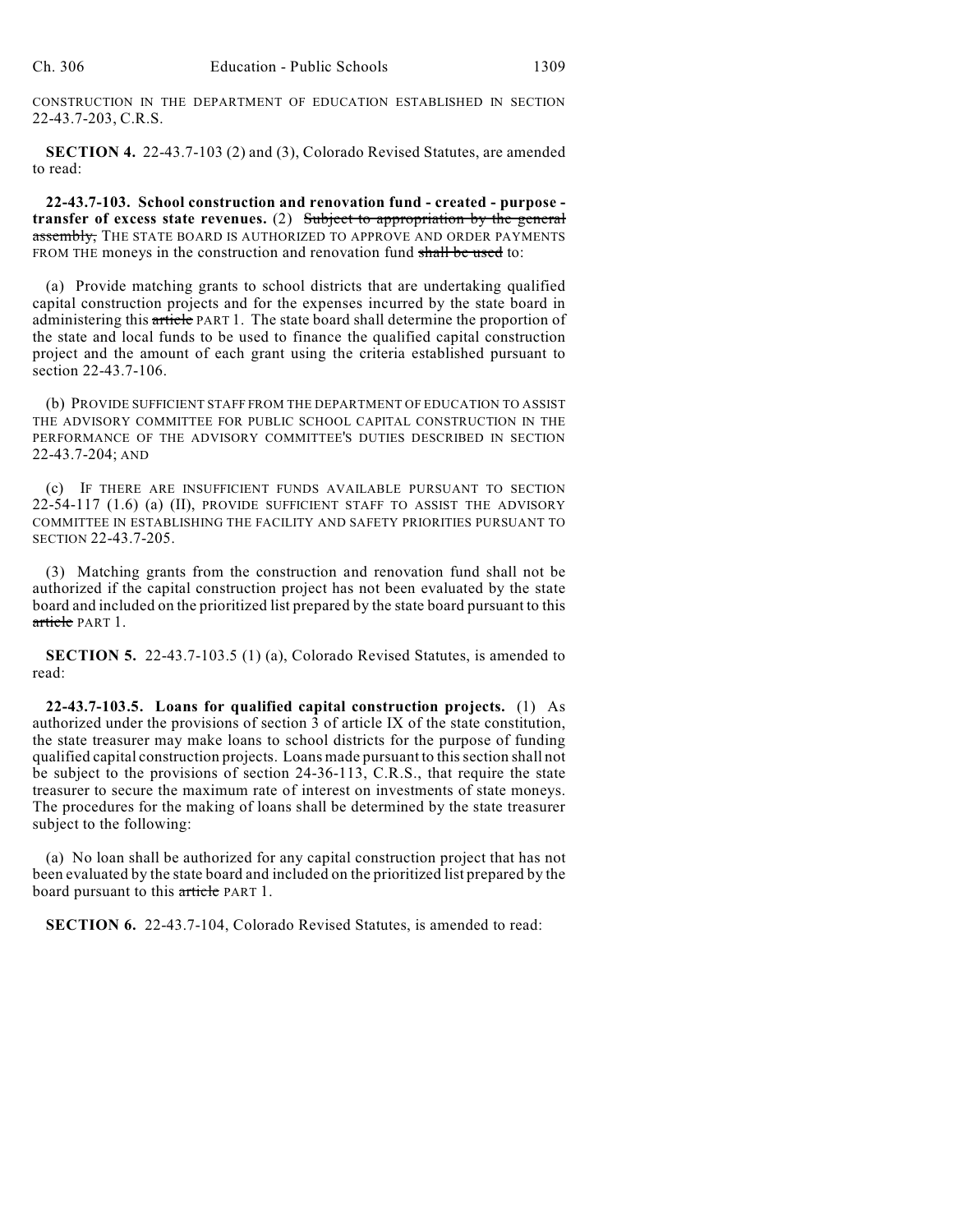CONSTRUCTION IN THE DEPARTMENT OF EDUCATION ESTABLISHED IN SECTION 22-43.7-203, C.R.S.

**SECTION 4.** 22-43.7-103 (2) and (3), Colorado Revised Statutes, are amended to read:

**22-43.7-103. School construction and renovation fund - created - purpose - transfer of excess state revenues.** (2) ~~Subject to appropriation by the general assembly,~~ THE STATE BOARD IS AUTHORIZED TO APPROVE AND ORDER PAYMENTS FROM THE moneys in the construction and renovation fund ~~shall be used~~ to:

(a) Provide matching grants to school districts that are undertaking qualified capital construction projects and for the expenses incurred by the state board in administering this ~~article~~ PART 1. The state board shall determine the proportion of the state and local funds to be used to finance the qualified capital construction project and the amount of each grant using the criteria established pursuant to section 22-43.7-106.

(b) PROVIDE SUFFICIENT STAFF FROM THE DEPARTMENT OF EDUCATION TO ASSIST THE ADVISORY COMMITTEE FOR PUBLIC SCHOOL CAPITAL CONSTRUCTION IN THE PERFORMANCE OF THE ADVISORY COMMITTEE'S DUTIES DESCRIBED IN SECTION 22-43.7-204; AND

(c) IF THERE ARE INSUFFICIENT FUNDS AVAILABLE PURSUANT TO SECTION 22-54-117 (1.6) (a) (II), PROVIDE SUFFICIENT STAFF TO ASSIST THE ADVISORY COMMITTEE IN ESTABLISHING THE FACILITY AND SAFETY PRIORITIES PURSUANT TO SECTION 22-43.7-205.

(3) Matching grants from the construction and renovation fund shall not be authorized if the capital construction project has not been evaluated by the state board and included on the prioritized list prepared by the state board pursuant to this ~~article~~ PART 1.

**SECTION 5.** 22-43.7-103.5 (1) (a), Colorado Revised Statutes, is amended to read:

**22-43.7-103.5. Loans for qualified capital construction projects.** (1) As authorized under the provisions of section 3 of article IX of the state constitution, the state treasurer may make loans to school districts for the purpose of funding qualified capital construction projects. Loans made pursuant to this section shall not be subject to the provisions of section 24-36-113, C.R.S., that require the state treasurer to secure the maximum rate of interest on investments of state moneys. The procedures for the making of loans shall be determined by the state treasurer subject to the following:

(a) No loan shall be authorized for any capital construction project that has not been evaluated by the state board and included on the prioritized list prepared by the board pursuant to this ~~article~~ PART 1.

**SECTION 6.** 22-43.7-104, Colorado Revised Statutes, is amended to read: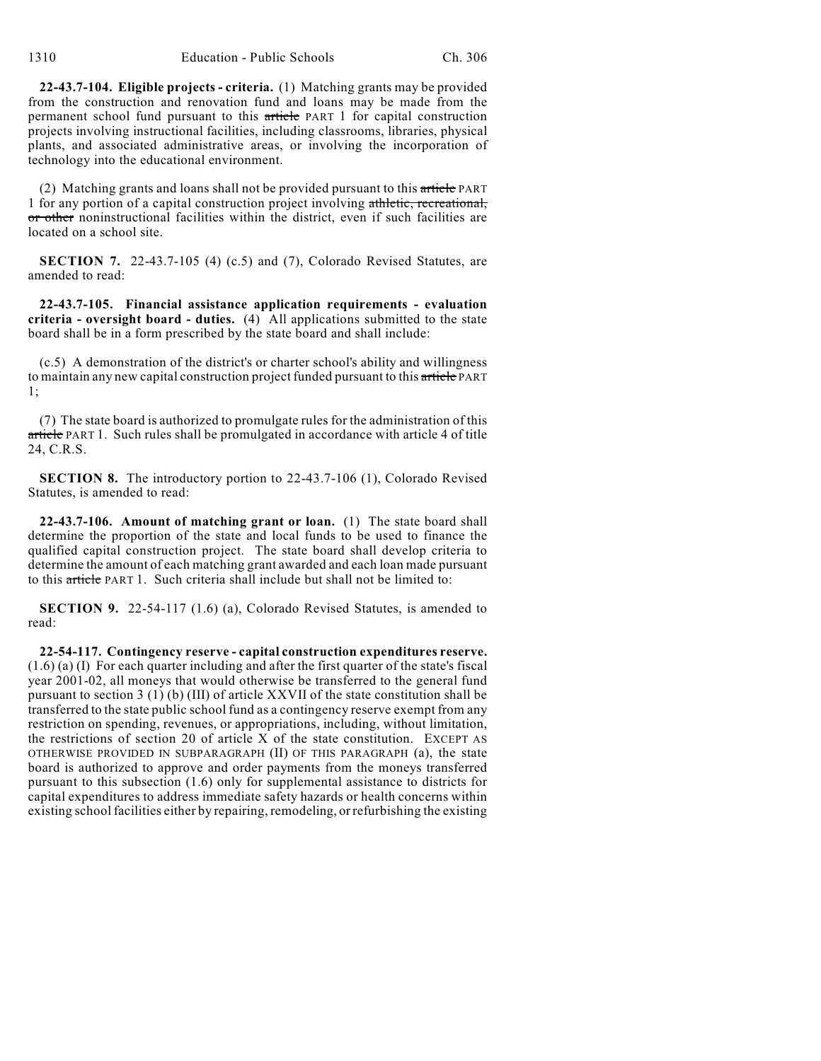**22-43.7-104. Eligible projects - criteria.** (1) Matching grants may be provided from the construction and renovation fund and loans may be made from the permanent school fund pursuant to this ~~article~~ PART 1 for capital construction projects involving instructional facilities, including classrooms, libraries, physical plants, and associated administrative areas, or involving the incorporation of technology into the educational environment.

(2) Matching grants and loans shall not be provided pursuant to this ~~article~~ PART 1 for any portion of a capital construction project involving ~~athletic, recreational, or other~~ noninstructional facilities within the district, even if such facilities are located on a school site.

**SECTION 7.** 22-43.7-105 (4) (c.5) and (7), Colorado Revised Statutes, are amended to read:

**22-43.7-105. Financial assistance application requirements - evaluation criteria - oversight board - duties.** (4) All applications submitted to the state board shall be in a form prescribed by the state board and shall include:

(c.5) A demonstration of the district's or charter school's ability and willingness to maintain any new capital construction project funded pursuant to this ~~article~~ PART 1;

(7) The state board is authorized to promulgate rules for the administration of this ~~article~~ PART 1. Such rules shall be promulgated in accordance with article 4 of title 24, C.R.S.

**SECTION 8.** The introductory portion to 22-43.7-106 (1), Colorado Revised Statutes, is amended to read:

**22-43.7-106. Amount of matching grant or loan.** (1) The state board shall determine the proportion of the state and local funds to be used to finance the qualified capital construction project. The state board shall develop criteria to determine the amount of each matching grant awarded and each loan made pursuant to this ~~article~~ PART 1. Such criteria shall include but shall not be limited to:

**SECTION 9.** 22-54-117 (1.6) (a), Colorado Revised Statutes, is amended to read:

**22-54-117. Contingency reserve - capital construction expenditures reserve.** (1.6) (a) (I) For each quarter including and after the first quarter of the state's fiscal year 2001-02, all moneys that would otherwise be transferred to the general fund pursuant to section 3 (1) (b) (III) of article XXVII of the state constitution shall be transferred to the state public school fund as a contingency reserve exempt from any restriction on spending, revenues, or appropriations, including, without limitation, the restrictions of section 20 of article X of the state constitution. EXCEPT AS OTHERWISE PROVIDED IN SUBPARAGRAPH (II) OF THIS PARAGRAPH (a), the state board is authorized to approve and order payments from the moneys transferred pursuant to this subsection (1.6) only for supplemental assistance to districts for capital expenditures to address immediate safety hazards or health concerns within existing school facilities either by repairing, remodeling, or refurbishing the existing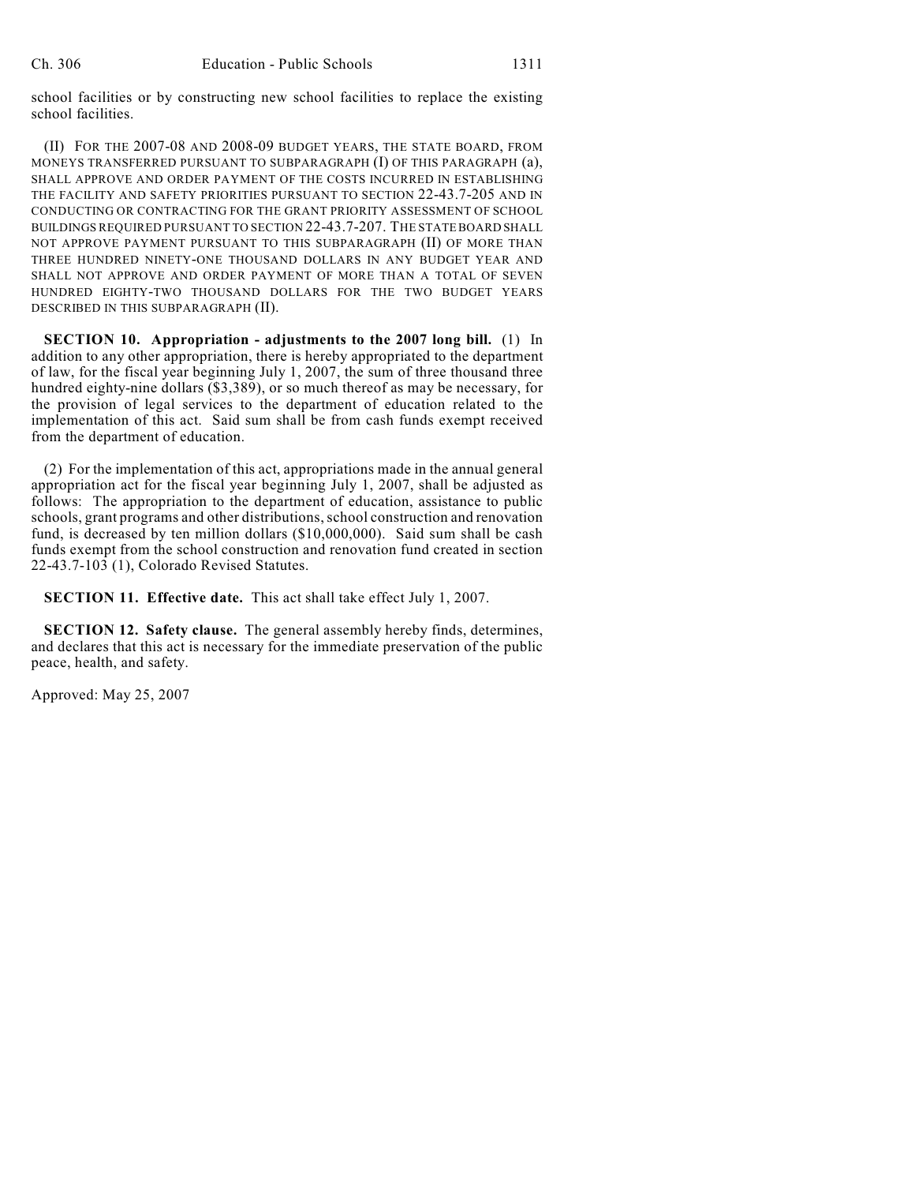school facilities or by constructing new school facilities to replace the existing school facilities.

(II) FOR THE 2007-08 AND 2008-09 BUDGET YEARS, THE STATE BOARD, FROM MONEYS TRANSFERRED PURSUANT TO SUBPARAGRAPH (I) OF THIS PARAGRAPH (a), SHALL APPROVE AND ORDER PAYMENT OF THE COSTS INCURRED IN ESTABLISHING THE FACILITY AND SAFETY PRIORITIES PURSUANT TO SECTION 22-43.7-205 AND IN CONDUCTING OR CONTRACTING FOR THE GRANT PRIORITY ASSESSMENT OF SCHOOL BUILDINGS REQUIRED PURSUANT TO SECTION 22-43.7-207. THE STATE BOARD SHALL NOT APPROVE PAYMENT PURSUANT TO THIS SUBPARAGRAPH (II) OF MORE THAN THREE HUNDRED NINETY-ONE THOUSAND DOLLARS IN ANY BUDGET YEAR AND SHALL NOT APPROVE AND ORDER PAYMENT OF MORE THAN A TOTAL OF SEVEN HUNDRED EIGHTY-TWO THOUSAND DOLLARS FOR THE TWO BUDGET YEARS DESCRIBED IN THIS SUBPARAGRAPH (II).

**SECTION 10. Appropriation - adjustments to the 2007 long bill.** (1) In addition to any other appropriation, there is hereby appropriated to the department of law, for the fiscal year beginning July 1, 2007, the sum of three thousand three hundred eighty-nine dollars ($3,389), or so much thereof as may be necessary, for the provision of legal services to the department of education related to the implementation of this act. Said sum shall be from cash funds exempt received from the department of education.

(2) For the implementation of this act, appropriations made in the annual general appropriation act for the fiscal year beginning July 1, 2007, shall be adjusted as follows: The appropriation to the department of education, assistance to public schools, grant programs and other distributions, school construction and renovation fund, is decreased by ten million dollars ($10,000,000). Said sum shall be cash funds exempt from the school construction and renovation fund created in section 22-43.7-103 (1), Colorado Revised Statutes.

**SECTION 11. Effective date.** This act shall take effect July 1, 2007.

**SECTION 12. Safety clause.** The general assembly hereby finds, determines, and declares that this act is necessary for the immediate preservation of the public peace, health, and safety.

Approved: May 25, 2007